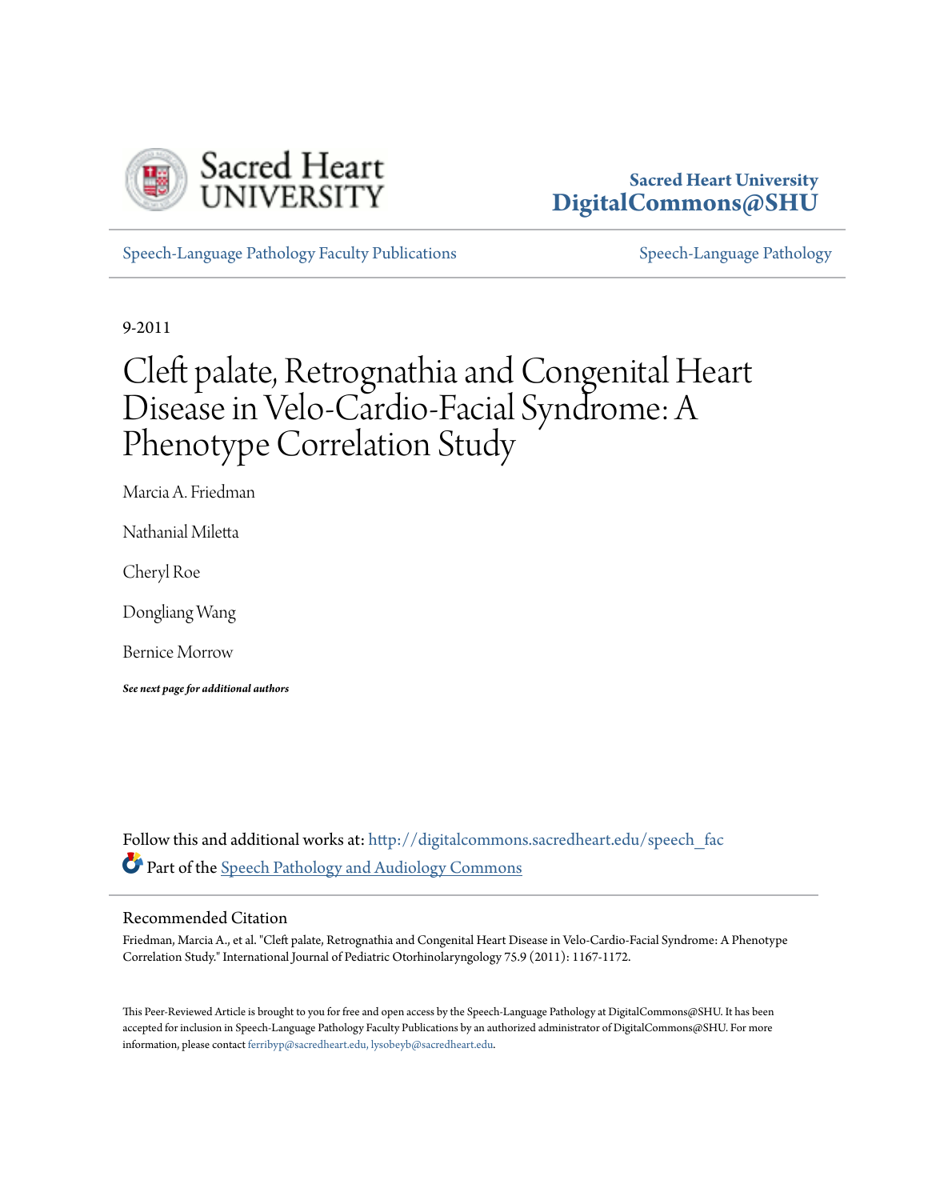Sacred Heart University
DigitalCommons@SHU

Speech-Language Pathology Faculty Publications | Speech-Language Pathology

9-2011

# Cleft palate, Retrognathia and Congenital Heart Disease in Velo-Cardio-Facial Syndrome: A Phenotype Correlation Study

Marcia A. Friedman

Nathanial Miletta

Cheryl Roe

Dongliang Wang

Bernice Morrow

***See next page for additional authors***

Follow this and additional works at: http://digitalcommons.sacredheart.edu/speech_fac

Part of the Speech Pathology and Audiology Commons

## Recommended Citation

Friedman, Marcia A., et al. "Cleft palate, Retrognathia and Congenital Heart Disease in Velo-Cardio-Facial Syndrome: A Phenotype Correlation Study." International Journal of Pediatric Otorhinolaryngology 75.9 (2011): 1167-1172.

This Peer-Reviewed Article is brought to you for free and open access by the Speech-Language Pathology at DigitalCommons@SHU. It has been accepted for inclusion in Speech-Language Pathology Faculty Publications by an authorized administrator of DigitalCommons@SHU. For more information, please contact ferribyp@sacredheart.edu, lysobeyb@sacredheart.edu.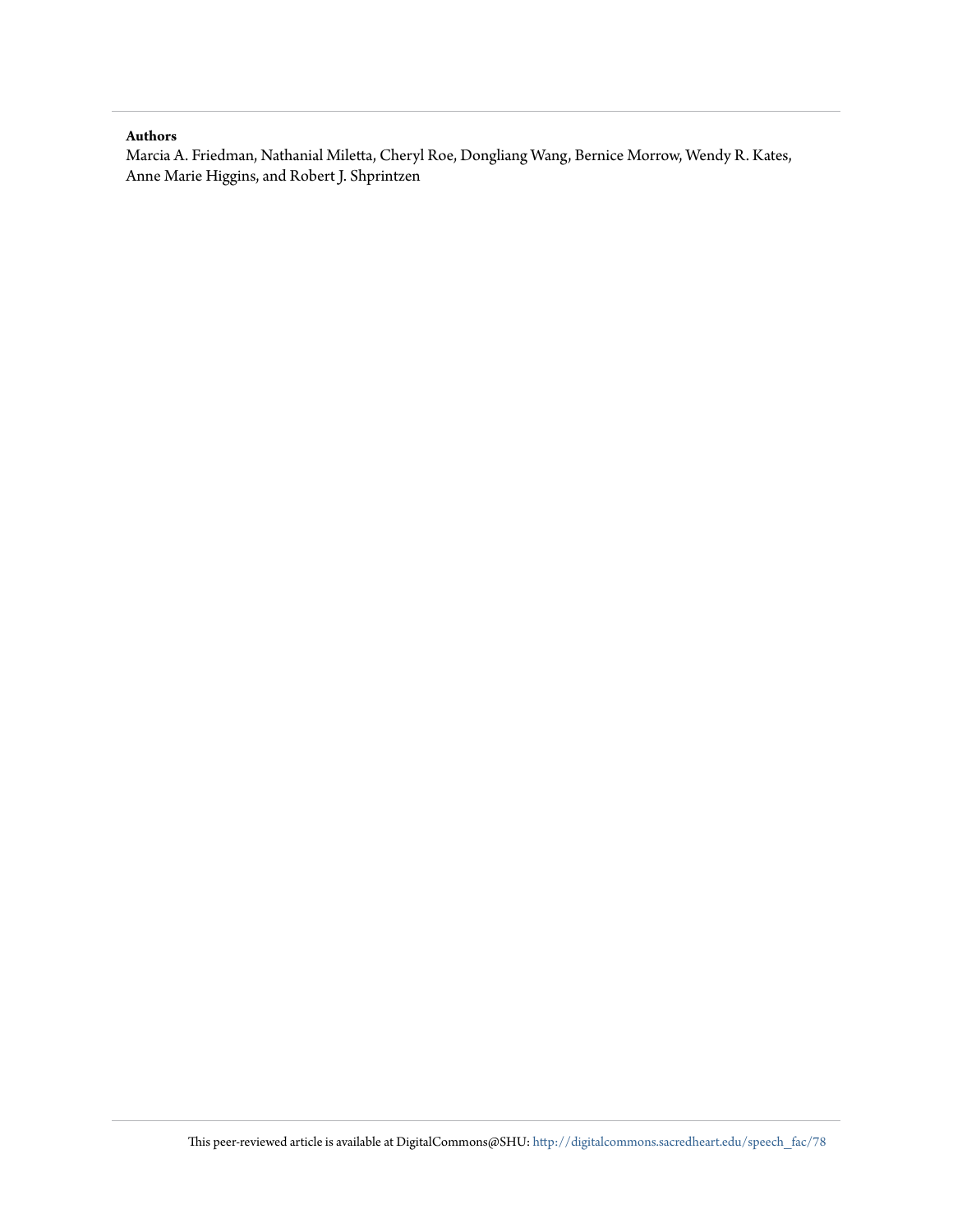**Authors**

Marcia A. Friedman, Nathanial Miletta, Cheryl Roe, Dongliang Wang, Bernice Morrow, Wendy R. Kates, Anne Marie Higgins, and Robert J. Shprintzen

This peer-reviewed article is available at DigitalCommons@SHU: http://digitalcommons.sacredheart.edu/speech_fac/78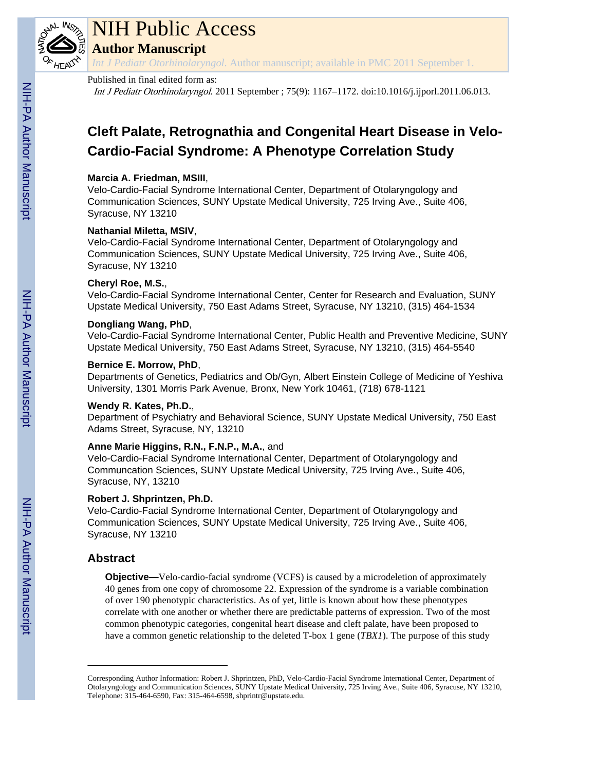# Cleft Palate, Retrognathia and Congenital Heart Disease in Velo-Cardio-Facial Syndrome: A Phenotype Correlation Study

**Marcia A. Friedman, MSIII**,
Velo-Cardio-Facial Syndrome International Center, Department of Otolaryngology and Communication Sciences, SUNY Upstate Medical University, 725 Irving Ave., Suite 406, Syracuse, NY 13210

**Nathanial Miletta, MSIV**,
Velo-Cardio-Facial Syndrome International Center, Department of Otolaryngology and Communication Sciences, SUNY Upstate Medical University, 725 Irving Ave., Suite 406, Syracuse, NY 13210

**Cheryl Roe, M.S.**,
Velo-Cardio-Facial Syndrome International Center, Center for Research and Evaluation, SUNY Upstate Medical University, 750 East Adams Street, Syracuse, NY 13210, (315) 464-1534

**Dongliang Wang, PhD**,
Velo-Cardio-Facial Syndrome International Center, Public Health and Preventive Medicine, SUNY Upstate Medical University, 750 East Adams Street, Syracuse, NY 13210, (315) 464-5540

**Bernice E. Morrow, PhD**,
Departments of Genetics, Pediatrics and Ob/Gyn, Albert Einstein College of Medicine of Yeshiva University, 1301 Morris Park Avenue, Bronx, New York 10461, (718) 678-1121

**Wendy R. Kates, Ph.D.**,
Department of Psychiatry and Behavioral Science, SUNY Upstate Medical University, 750 East Adams Street, Syracuse, NY, 13210

**Anne Marie Higgins, R.N., F.N.P., M.A.**, and
Velo-Cardio-Facial Syndrome International Center, Department of Otolaryngology and Communcation Sciences, SUNY Upstate Medical University, 725 Irving Ave., Suite 406, Syracuse, NY, 13210

**Robert J. Shprintzen, Ph.D.**
Velo-Cardio-Facial Syndrome International Center, Department of Otolaryngology and Communication Sciences, SUNY Upstate Medical University, 725 Irving Ave., Suite 406, Syracuse, NY 13210

## Abstract

**Objective—**Velo-cardio-facial syndrome (VCFS) is caused by a microdeletion of approximately 40 genes from one copy of chromosome 22. Expression of the syndrome is a variable combination of over 190 phenotypic characteristics. As of yet, little is known about how these phenotypes correlate with one another or whether there are predictable patterns of expression. Two of the most common phenotypic categories, congenital heart disease and cleft palate, have been proposed to have a common genetic relationship to the deleted T-box 1 gene (*TBX1*). The purpose of this study

---

Corresponding Author Information: Robert J. Shprintzen, PhD, Velo-Cardio-Facial Syndrome International Center, Department of Otolaryngology and Communication Sciences, SUNY Upstate Medical University, 725 Irving Ave., Suite 406, Syracuse, NY 13210, Telephone: 315-464-6590, Fax: 315-464-6598, shprintr@upstate.edu.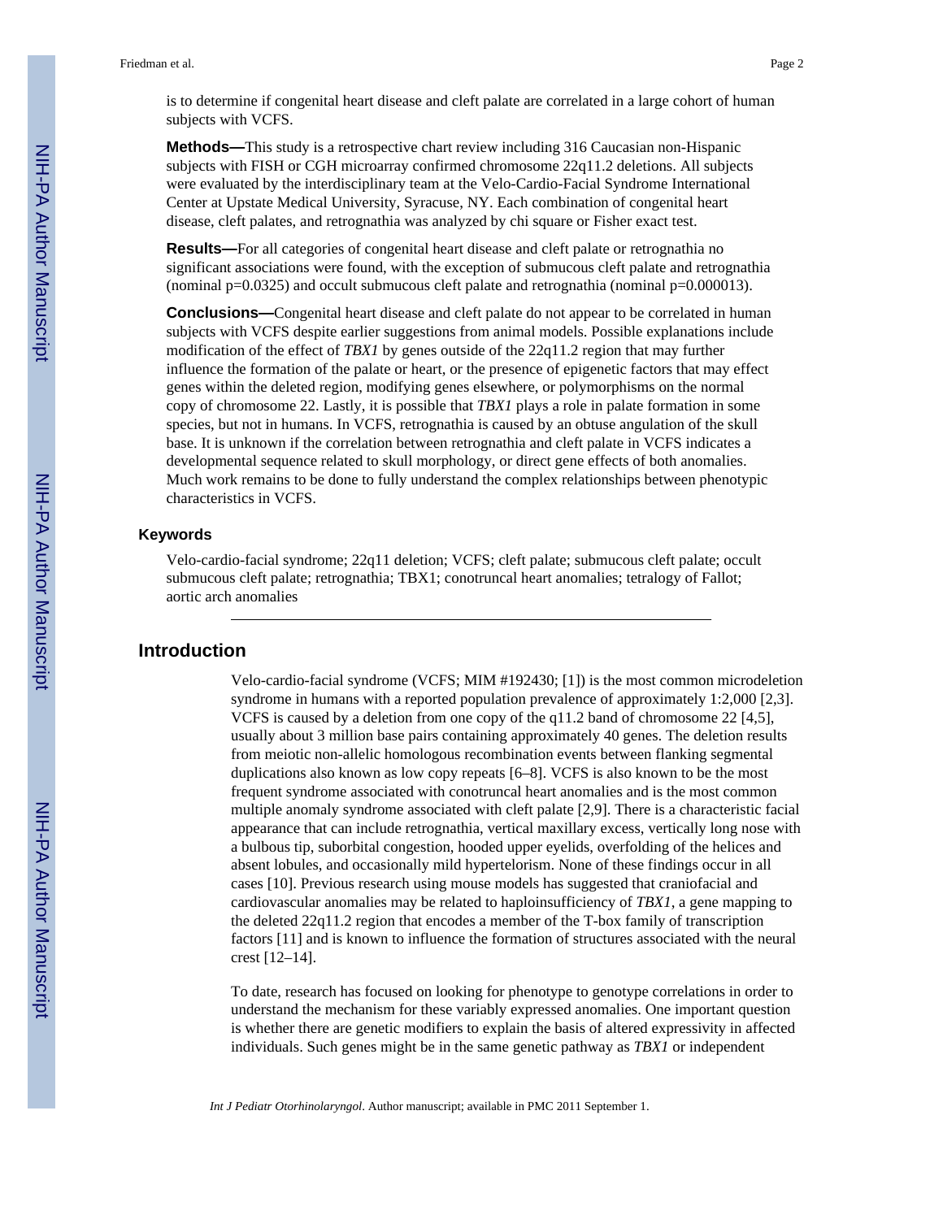is to determine if congenital heart disease and cleft palate are correlated in a large cohort of human subjects with VCFS.

**Methods—**This study is a retrospective chart review including 316 Caucasian non-Hispanic subjects with FISH or CGH microarray confirmed chromosome 22q11.2 deletions. All subjects were evaluated by the interdisciplinary team at the Velo-Cardio-Facial Syndrome International Center at Upstate Medical University, Syracuse, NY. Each combination of congenital heart disease, cleft palates, and retrognathia was analyzed by chi square or Fisher exact test.

**Results—**For all categories of congenital heart disease and cleft palate or retrognathia no significant associations were found, with the exception of submucous cleft palate and retrognathia (nominal p=0.0325) and occult submucous cleft palate and retrognathia (nominal p=0.000013).

**Conclusions—**Congenital heart disease and cleft palate do not appear to be correlated in human subjects with VCFS despite earlier suggestions from animal models. Possible explanations include modification of the effect of *TBX1* by genes outside of the 22q11.2 region that may further influence the formation of the palate or heart, or the presence of epigenetic factors that may effect genes within the deleted region, modifying genes elsewhere, or polymorphisms on the normal copy of chromosome 22. Lastly, it is possible that *TBX1* plays a role in palate formation in some species, but not in humans. In VCFS, retrognathia is caused by an obtuse angulation of the skull base. It is unknown if the correlation between retrognathia and cleft palate in VCFS indicates a developmental sequence related to skull morphology, or direct gene effects of both anomalies. Much work remains to be done to fully understand the complex relationships between phenotypic characteristics in VCFS.

### Keywords

Velo-cardio-facial syndrome; 22q11 deletion; VCFS; cleft palate; submucous cleft palate; occult submucous cleft palate; retrognathia; TBX1; conotruncal heart anomalies; tetralogy of Fallot; aortic arch anomalies

## Introduction

Velo-cardio-facial syndrome (VCFS; MIM #192430; [1]) is the most common microdeletion syndrome in humans with a reported population prevalence of approximately 1:2,000 [2,3]. VCFS is caused by a deletion from one copy of the q11.2 band of chromosome 22 [4,5], usually about 3 million base pairs containing approximately 40 genes. The deletion results from meiotic non-allelic homologous recombination events between flanking segmental duplications also known as low copy repeats [6–8]. VCFS is also known to be the most frequent syndrome associated with conotruncal heart anomalies and is the most common multiple anomaly syndrome associated with cleft palate [2,9]. There is a characteristic facial appearance that can include retrognathia, vertical maxillary excess, vertically long nose with a bulbous tip, suborbital congestion, hooded upper eyelids, overfolding of the helices and absent lobules, and occasionally mild hypertelorism. None of these findings occur in all cases [10]. Previous research using mouse models has suggested that craniofacial and cardiovascular anomalies may be related to haploinsufficiency of *TBX1*, a gene mapping to the deleted 22q11.2 region that encodes a member of the T-box family of transcription factors [11] and is known to influence the formation of structures associated with the neural crest [12–14].

To date, research has focused on looking for phenotype to genotype correlations in order to understand the mechanism for these variably expressed anomalies. One important question is whether there are genetic modifiers to explain the basis of altered expressivity in affected individuals. Such genes might be in the same genetic pathway as *TBX1* or independent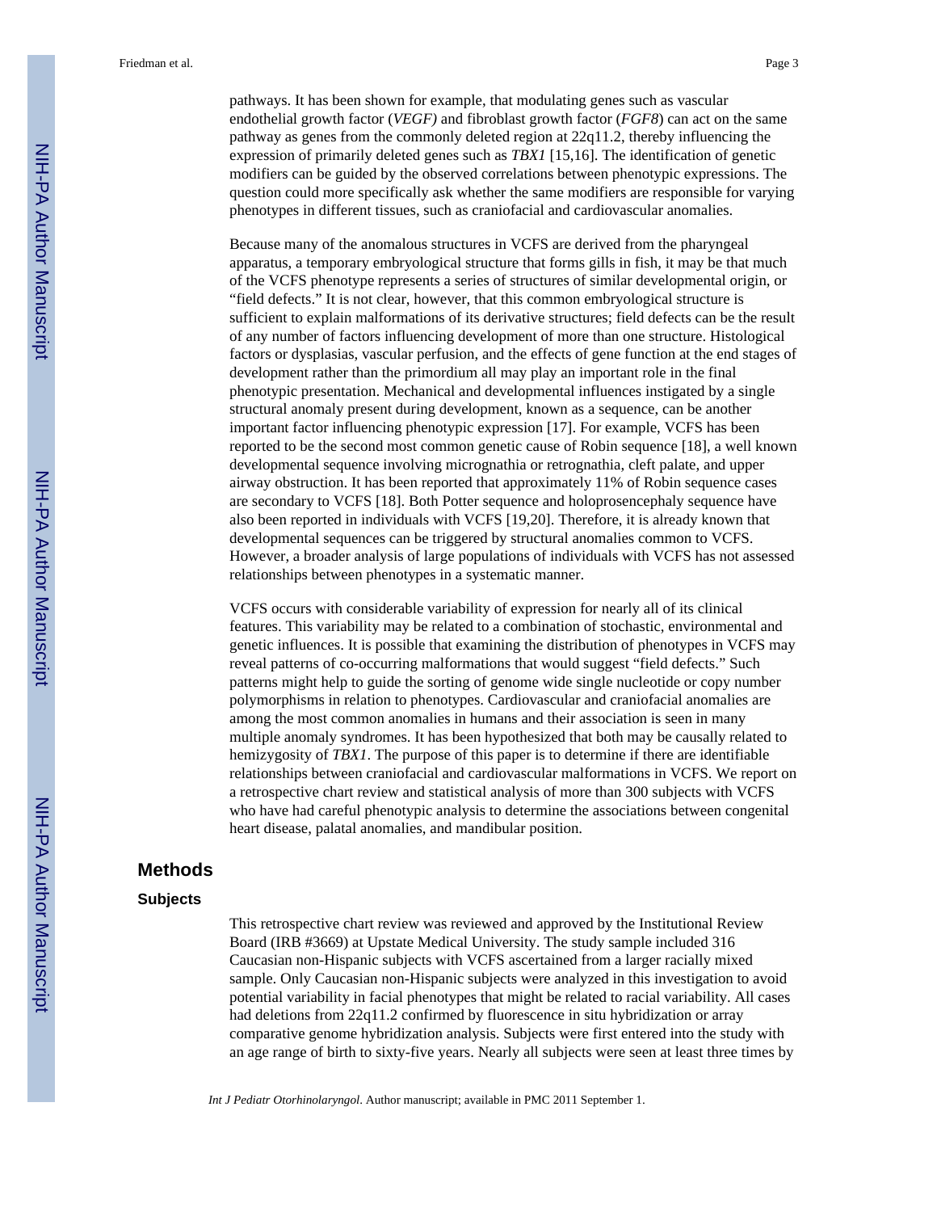pathways. It has been shown for example, that modulating genes such as vascular endothelial growth factor (*VEGF)* and fibroblast growth factor (*FGF8*) can act on the same pathway as genes from the commonly deleted region at 22q11.2, thereby influencing the expression of primarily deleted genes such as *TBX1* [15,16]. The identification of genetic modifiers can be guided by the observed correlations between phenotypic expressions. The question could more specifically ask whether the same modifiers are responsible for varying phenotypes in different tissues, such as craniofacial and cardiovascular anomalies.

Because many of the anomalous structures in VCFS are derived from the pharyngeal apparatus, a temporary embryological structure that forms gills in fish, it may be that much of the VCFS phenotype represents a series of structures of similar developmental origin, or "field defects." It is not clear, however, that this common embryological structure is sufficient to explain malformations of its derivative structures; field defects can be the result of any number of factors influencing development of more than one structure. Histological factors or dysplasias, vascular perfusion, and the effects of gene function at the end stages of development rather than the primordium all may play an important role in the final phenotypic presentation. Mechanical and developmental influences instigated by a single structural anomaly present during development, known as a sequence, can be another important factor influencing phenotypic expression [17]. For example, VCFS has been reported to be the second most common genetic cause of Robin sequence [18], a well known developmental sequence involving micrognathia or retrognathia, cleft palate, and upper airway obstruction. It has been reported that approximately 11% of Robin sequence cases are secondary to VCFS [18]. Both Potter sequence and holoprosencephaly sequence have also been reported in individuals with VCFS [19,20]. Therefore, it is already known that developmental sequences can be triggered by structural anomalies common to VCFS. However, a broader analysis of large populations of individuals with VCFS has not assessed relationships between phenotypes in a systematic manner.

VCFS occurs with considerable variability of expression for nearly all of its clinical features. This variability may be related to a combination of stochastic, environmental and genetic influences. It is possible that examining the distribution of phenotypes in VCFS may reveal patterns of co-occurring malformations that would suggest "field defects." Such patterns might help to guide the sorting of genome wide single nucleotide or copy number polymorphisms in relation to phenotypes. Cardiovascular and craniofacial anomalies are among the most common anomalies in humans and their association is seen in many multiple anomaly syndromes. It has been hypothesized that both may be causally related to hemizygosity of *TBX1*. The purpose of this paper is to determine if there are identifiable relationships between craniofacial and cardiovascular malformations in VCFS. We report on a retrospective chart review and statistical analysis of more than 300 subjects with VCFS who have had careful phenotypic analysis to determine the associations between congenital heart disease, palatal anomalies, and mandibular position.

## Methods

### Subjects

This retrospective chart review was reviewed and approved by the Institutional Review Board (IRB #3669) at Upstate Medical University. The study sample included 316 Caucasian non-Hispanic subjects with VCFS ascertained from a larger racially mixed sample. Only Caucasian non-Hispanic subjects were analyzed in this investigation to avoid potential variability in facial phenotypes that might be related to racial variability. All cases had deletions from 22q11.2 confirmed by fluorescence in situ hybridization or array comparative genome hybridization analysis. Subjects were first entered into the study with an age range of birth to sixty-five years. Nearly all subjects were seen at least three times by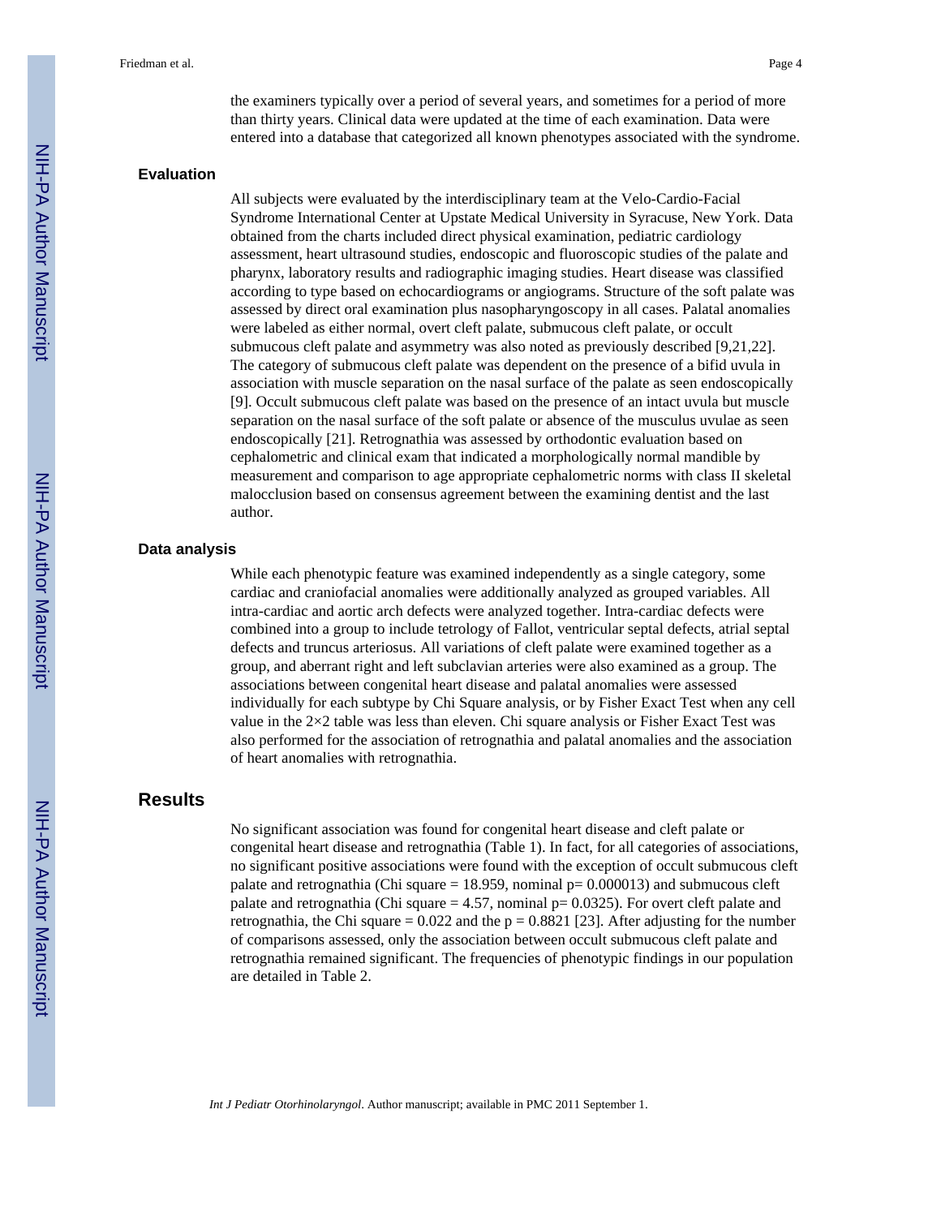the examiners typically over a period of several years, and sometimes for a period of more than thirty years. Clinical data were updated at the time of each examination. Data were entered into a database that categorized all known phenotypes associated with the syndrome.

### Evaluation

All subjects were evaluated by the interdisciplinary team at the Velo-Cardio-Facial Syndrome International Center at Upstate Medical University in Syracuse, New York. Data obtained from the charts included direct physical examination, pediatric cardiology assessment, heart ultrasound studies, endoscopic and fluoroscopic studies of the palate and pharynx, laboratory results and radiographic imaging studies. Heart disease was classified according to type based on echocardiograms or angiograms. Structure of the soft palate was assessed by direct oral examination plus nasopharyngoscopy in all cases. Palatal anomalies were labeled as either normal, overt cleft palate, submucous cleft palate, or occult submucous cleft palate and asymmetry was also noted as previously described [9,21,22]. The category of submucous cleft palate was dependent on the presence of a bifid uvula in association with muscle separation on the nasal surface of the palate as seen endoscopically [9]. Occult submucous cleft palate was based on the presence of an intact uvula but muscle separation on the nasal surface of the soft palate or absence of the musculus uvulae as seen endoscopically [21]. Retrognathia was assessed by orthodontic evaluation based on cephalometric and clinical exam that indicated a morphologically normal mandible by measurement and comparison to age appropriate cephalometric norms with class II skeletal malocclusion based on consensus agreement between the examining dentist and the last author.

### Data analysis

While each phenotypic feature was examined independently as a single category, some cardiac and craniofacial anomalies were additionally analyzed as grouped variables. All intra-cardiac and aortic arch defects were analyzed together. Intra-cardiac defects were combined into a group to include tetrology of Fallot, ventricular septal defects, atrial septal defects and truncus arteriosus. All variations of cleft palate were examined together as a group, and aberrant right and left subclavian arteries were also examined as a group. The associations between congenital heart disease and palatal anomalies were assessed individually for each subtype by Chi Square analysis, or by Fisher Exact Test when any cell value in the 2×2 table was less than eleven. Chi square analysis or Fisher Exact Test was also performed for the association of retrognathia and palatal anomalies and the association of heart anomalies with retrognathia.

## Results

No significant association was found for congenital heart disease and cleft palate or congenital heart disease and retrognathia (Table 1). In fact, for all categories of associations, no significant positive associations were found with the exception of occult submucous cleft palate and retrognathia (Chi square = 18.959, nominal $p = 0.000013$) and submucous cleft palate and retrognathia (Chi square = 4.57, nominal $p = 0.0325$). For overt cleft palate and retrognathia, the Chi square = 0.022 and the $p = 0.8821$ [23]. After adjusting for the number of comparisons assessed, only the association between occult submucous cleft palate and retrognathia remained significant. The frequencies of phenotypic findings in our population are detailed in Table 2.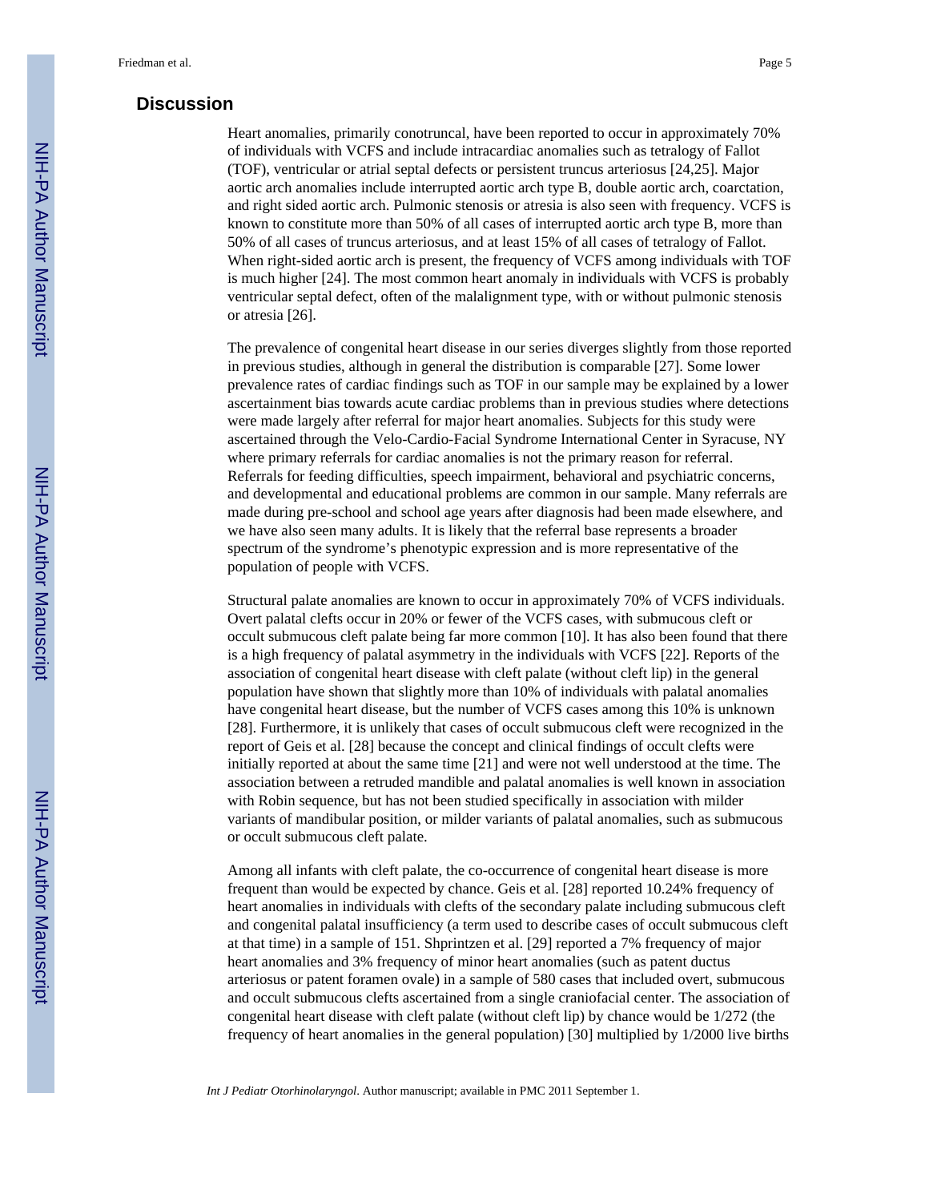## Discussion

Heart anomalies, primarily conotruncal, have been reported to occur in approximately 70% of individuals with VCFS and include intracardiac anomalies such as tetralogy of Fallot (TOF), ventricular or atrial septal defects or persistent truncus arteriosus [24,25]. Major aortic arch anomalies include interrupted aortic arch type B, double aortic arch, coarctation, and right sided aortic arch. Pulmonic stenosis or atresia is also seen with frequency. VCFS is known to constitute more than 50% of all cases of interrupted aortic arch type B, more than 50% of all cases of truncus arteriosus, and at least 15% of all cases of tetralogy of Fallot. When right-sided aortic arch is present, the frequency of VCFS among individuals with TOF is much higher [24]. The most common heart anomaly in individuals with VCFS is probably ventricular septal defect, often of the malalignment type, with or without pulmonic stenosis or atresia [26].

The prevalence of congenital heart disease in our series diverges slightly from those reported in previous studies, although in general the distribution is comparable [27]. Some lower prevalence rates of cardiac findings such as TOF in our sample may be explained by a lower ascertainment bias towards acute cardiac problems than in previous studies where detections were made largely after referral for major heart anomalies. Subjects for this study were ascertained through the Velo-Cardio-Facial Syndrome International Center in Syracuse, NY where primary referrals for cardiac anomalies is not the primary reason for referral. Referrals for feeding difficulties, speech impairment, behavioral and psychiatric concerns, and developmental and educational problems are common in our sample. Many referrals are made during pre-school and school age years after diagnosis had been made elsewhere, and we have also seen many adults. It is likely that the referral base represents a broader spectrum of the syndrome's phenotypic expression and is more representative of the population of people with VCFS.

Structural palate anomalies are known to occur in approximately 70% of VCFS individuals. Overt palatal clefts occur in 20% or fewer of the VCFS cases, with submucous cleft or occult submucous cleft palate being far more common [10]. It has also been found that there is a high frequency of palatal asymmetry in the individuals with VCFS [22]. Reports of the association of congenital heart disease with cleft palate (without cleft lip) in the general population have shown that slightly more than 10% of individuals with palatal anomalies have congenital heart disease, but the number of VCFS cases among this 10% is unknown [28]. Furthermore, it is unlikely that cases of occult submucous cleft were recognized in the report of Geis et al. [28] because the concept and clinical findings of occult clefts were initially reported at about the same time [21] and were not well understood at the time. The association between a retruded mandible and palatal anomalies is well known in association with Robin sequence, but has not been studied specifically in association with milder variants of mandibular position, or milder variants of palatal anomalies, such as submucous or occult submucous cleft palate.

Among all infants with cleft palate, the co-occurrence of congenital heart disease is more frequent than would be expected by chance. Geis et al. [28] reported 10.24% frequency of heart anomalies in individuals with clefts of the secondary palate including submucous cleft and congenital palatal insufficiency (a term used to describe cases of occult submucous cleft at that time) in a sample of 151. Shprintzen et al. [29] reported a 7% frequency of major heart anomalies and 3% frequency of minor heart anomalies (such as patent ductus arteriosus or patent foramen ovale) in a sample of 580 cases that included overt, submucous and occult submucous clefts ascertained from a single craniofacial center. The association of congenital heart disease with cleft palate (without cleft lip) by chance would be 1/272 (the frequency of heart anomalies in the general population) [30] multiplied by 1/2000 live births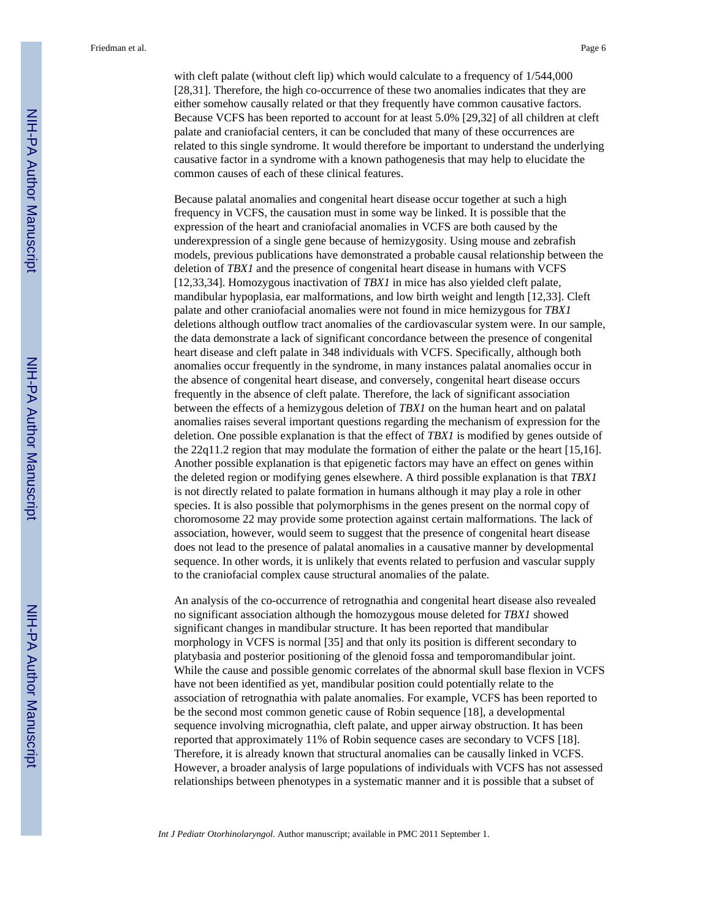with cleft palate (without cleft lip) which would calculate to a frequency of 1/544,000 [28,31]. Therefore, the high co-occurrence of these two anomalies indicates that they are either somehow causally related or that they frequently have common causative factors. Because VCFS has been reported to account for at least 5.0% [29,32] of all children at cleft palate and craniofacial centers, it can be concluded that many of these occurrences are related to this single syndrome. It would therefore be important to understand the underlying causative factor in a syndrome with a known pathogenesis that may help to elucidate the common causes of each of these clinical features.

Because palatal anomalies and congenital heart disease occur together at such a high frequency in VCFS, the causation must in some way be linked. It is possible that the expression of the heart and craniofacial anomalies in VCFS are both caused by the underexpression of a single gene because of hemizygosity. Using mouse and zebrafish models, previous publications have demonstrated a probable causal relationship between the deletion of *TBX1* and the presence of congenital heart disease in humans with VCFS [12,33,34]. Homozygous inactivation of *TBX1* in mice has also yielded cleft palate, mandibular hypoplasia, ear malformations, and low birth weight and length [12,33]. Cleft palate and other craniofacial anomalies were not found in mice hemizygous for *TBX1* deletions although outflow tract anomalies of the cardiovascular system were. In our sample, the data demonstrate a lack of significant concordance between the presence of congenital heart disease and cleft palate in 348 individuals with VCFS. Specifically, although both anomalies occur frequently in the syndrome, in many instances palatal anomalies occur in the absence of congenital heart disease, and conversely, congenital heart disease occurs frequently in the absence of cleft palate. Therefore, the lack of significant association between the effects of a hemizygous deletion of *TBX1* on the human heart and on palatal anomalies raises several important questions regarding the mechanism of expression for the deletion. One possible explanation is that the effect of *TBX1* is modified by genes outside of the 22q11.2 region that may modulate the formation of either the palate or the heart [15,16]. Another possible explanation is that epigenetic factors may have an effect on genes within the deleted region or modifying genes elsewhere. A third possible explanation is that *TBX1* is not directly related to palate formation in humans although it may play a role in other species. It is also possible that polymorphisms in the genes present on the normal copy of choromosome 22 may provide some protection against certain malformations. The lack of association, however, would seem to suggest that the presence of congenital heart disease does not lead to the presence of palatal anomalies in a causative manner by developmental sequence. In other words, it is unlikely that events related to perfusion and vascular supply to the craniofacial complex cause structural anomalies of the palate.

An analysis of the co-occurrence of retrognathia and congenital heart disease also revealed no significant association although the homozygous mouse deleted for *TBX1* showed significant changes in mandibular structure. It has been reported that mandibular morphology in VCFS is normal [35] and that only its position is different secondary to platybasia and posterior positioning of the glenoid fossa and temporomandibular joint. While the cause and possible genomic correlates of the abnormal skull base flexion in VCFS have not been identified as yet, mandibular position could potentially relate to the association of retrognathia with palate anomalies. For example, VCFS has been reported to be the second most common genetic cause of Robin sequence [18], a developmental sequence involving micrognathia, cleft palate, and upper airway obstruction. It has been reported that approximately 11% of Robin sequence cases are secondary to VCFS [18]. Therefore, it is already known that structural anomalies can be causally linked in VCFS. However, a broader analysis of large populations of individuals with VCFS has not assessed relationships between phenotypes in a systematic manner and it is possible that a subset of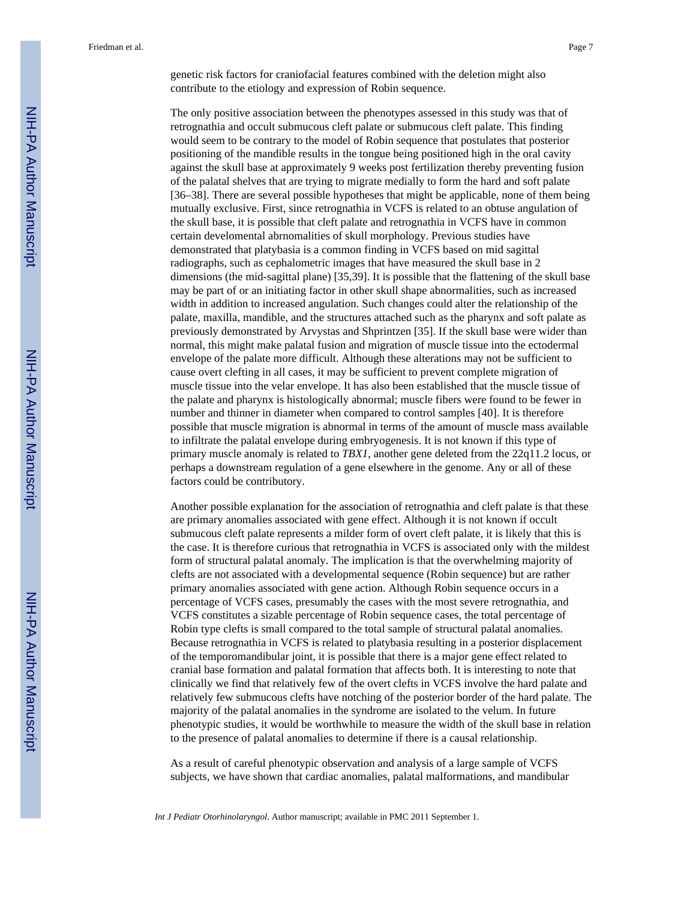genetic risk factors for craniofacial features combined with the deletion might also contribute to the etiology and expression of Robin sequence.

The only positive association between the phenotypes assessed in this study was that of retrognathia and occult submucous cleft palate or submucous cleft palate. This finding would seem to be contrary to the model of Robin sequence that postulates that posterior positioning of the mandible results in the tongue being positioned high in the oral cavity against the skull base at approximately 9 weeks post fertilization thereby preventing fusion of the palatal shelves that are trying to migrate medially to form the hard and soft palate [36–38]. There are several possible hypotheses that might be applicable, none of them being mutually exclusive. First, since retrognathia in VCFS is related to an obtuse angulation of the skull base, it is possible that cleft palate and retrognathia in VCFS have in common certain develomental abrnomalities of skull morphology. Previous studies have demonstrated that platybasia is a common finding in VCFS based on mid sagittal radiographs, such as cephalometric images that have measured the skull base in 2 dimensions (the mid-sagittal plane) [35,39]. It is possible that the flattening of the skull base may be part of or an initiating factor in other skull shape abnormalities, such as increased width in addition to increased angulation. Such changes could alter the relationship of the palate, maxilla, mandible, and the structures attached such as the pharynx and soft palate as previously demonstrated by Arvystas and Shprintzen [35]. If the skull base were wider than normal, this might make palatal fusion and migration of muscle tissue into the ectodermal envelope of the palate more difficult. Although these alterations may not be sufficient to cause overt clefting in all cases, it may be sufficient to prevent complete migration of muscle tissue into the velar envelope. It has also been established that the muscle tissue of the palate and pharynx is histologically abnormal; muscle fibers were found to be fewer in number and thinner in diameter when compared to control samples [40]. It is therefore possible that muscle migration is abnormal in terms of the amount of muscle mass available to infiltrate the palatal envelope during embryogenesis. It is not known if this type of primary muscle anomaly is related to *TBX1*, another gene deleted from the 22q11.2 locus, or perhaps a downstream regulation of a gene elsewhere in the genome. Any or all of these factors could be contributory.

Another possible explanation for the association of retrognathia and cleft palate is that these are primary anomalies associated with gene effect. Although it is not known if occult submucous cleft palate represents a milder form of overt cleft palate, it is likely that this is the case. It is therefore curious that retrognathia in VCFS is associated only with the mildest form of structural palatal anomaly. The implication is that the overwhelming majority of clefts are not associated with a developmental sequence (Robin sequence) but are rather primary anomalies associated with gene action. Although Robin sequence occurs in a percentage of VCFS cases, presumably the cases with the most severe retrognathia, and VCFS constitutes a sizable percentage of Robin sequence cases, the total percentage of Robin type clefts is small compared to the total sample of structural palatal anomalies. Because retrognathia in VCFS is related to platybasia resulting in a posterior displacement of the temporomandibular joint, it is possible that there is a major gene effect related to cranial base formation and palatal formation that affects both. It is interesting to note that clinically we find that relatively few of the overt clefts in VCFS involve the hard palate and relatively few submucous clefts have notching of the posterior border of the hard palate. The majority of the palatal anomalies in the syndrome are isolated to the velum. In future phenotypic studies, it would be worthwhile to measure the width of the skull base in relation to the presence of palatal anomalies to determine if there is a causal relationship.

As a result of careful phenotypic observation and analysis of a large sample of VCFS subjects, we have shown that cardiac anomalies, palatal malformations, and mandibular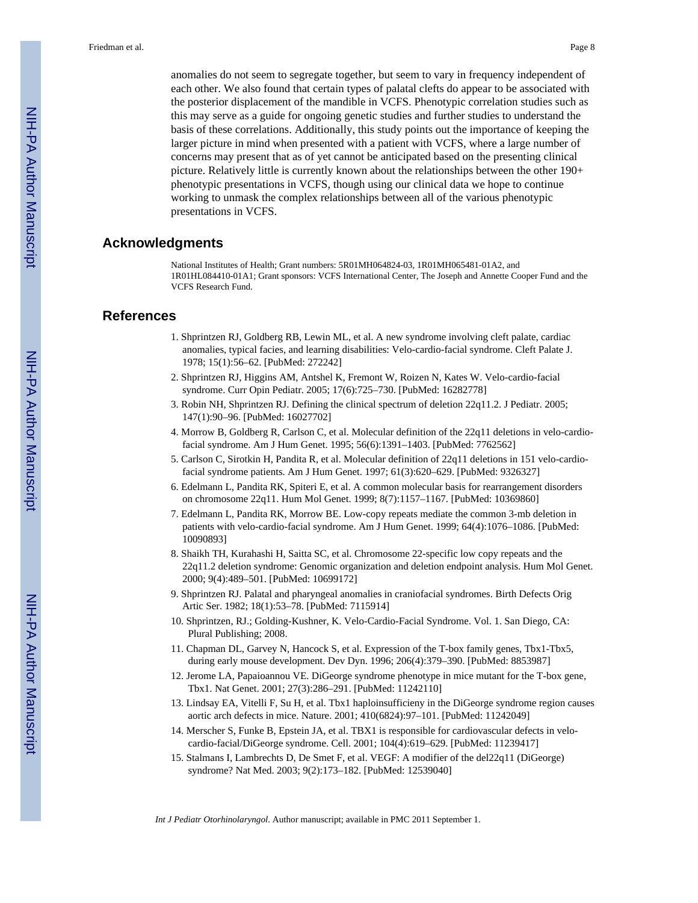anomalies do not seem to segregate together, but seem to vary in frequency independent of each other. We also found that certain types of palatal clefts do appear to be associated with the posterior displacement of the mandible in VCFS. Phenotypic correlation studies such as this may serve as a guide for ongoing genetic studies and further studies to understand the basis of these correlations. Additionally, this study points out the importance of keeping the larger picture in mind when presented with a patient with VCFS, where a large number of concerns may present that as of yet cannot be anticipated based on the presenting clinical picture. Relatively little is currently known about the relationships between the other 190+ phenotypic presentations in VCFS, though using our clinical data we hope to continue working to unmask the complex relationships between all of the various phenotypic presentations in VCFS.

## Acknowledgments

National Institutes of Health; Grant numbers: 5R01MH064824-03, 1R01MH065481-01A2, and 1R01HL084410-01A1; Grant sponsors: VCFS International Center, The Joseph and Annette Cooper Fund and the VCFS Research Fund.

## References

1. Shprintzen RJ, Goldberg RB, Lewin ML, et al. A new syndrome involving cleft palate, cardiac anomalies, typical facies, and learning disabilities: Velo-cardio-facial syndrome. Cleft Palate J. 1978; 15(1):56–62. [PubMed: 272242]
2. Shprintzen RJ, Higgins AM, Antshel K, Fremont W, Roizen N, Kates W. Velo-cardio-facial syndrome. Curr Opin Pediatr. 2005; 17(6):725–730. [PubMed: 16282778]
3. Robin NH, Shprintzen RJ. Defining the clinical spectrum of deletion 22q11.2. J Pediatr. 2005; 147(1):90–96. [PubMed: 16027702]
4. Morrow B, Goldberg R, Carlson C, et al. Molecular definition of the 22q11 deletions in velo-cardio-facial syndrome. Am J Hum Genet. 1995; 56(6):1391–1403. [PubMed: 7762562]
5. Carlson C, Sirotkin H, Pandita R, et al. Molecular definition of 22q11 deletions in 151 velo-cardio-facial syndrome patients. Am J Hum Genet. 1997; 61(3):620–629. [PubMed: 9326327]
6. Edelmann L, Pandita RK, Spiteri E, et al. A common molecular basis for rearrangement disorders on chromosome 22q11. Hum Mol Genet. 1999; 8(7):1157–1167. [PubMed: 10369860]
7. Edelmann L, Pandita RK, Morrow BE. Low-copy repeats mediate the common 3-mb deletion in patients with velo-cardio-facial syndrome. Am J Hum Genet. 1999; 64(4):1076–1086. [PubMed: 10090893]
8. Shaikh TH, Kurahashi H, Saitta SC, et al. Chromosome 22-specific low copy repeats and the 22q11.2 deletion syndrome: Genomic organization and deletion endpoint analysis. Hum Mol Genet. 2000; 9(4):489–501. [PubMed: 10699172]
9. Shprintzen RJ. Palatal and pharyngeal anomalies in craniofacial syndromes. Birth Defects Orig Artic Ser. 1982; 18(1):53–78. [PubMed: 7115914]
10. Shprintzen, RJ.; Golding-Kushner, K. Velo-Cardio-Facial Syndrome. Vol. 1. San Diego, CA: Plural Publishing; 2008.
11. Chapman DL, Garvey N, Hancock S, et al. Expression of the T-box family genes, Tbx1-Tbx5, during early mouse development. Dev Dyn. 1996; 206(4):379–390. [PubMed: 8853987]
12. Jerome LA, Papaioannou VE. DiGeorge syndrome phenotype in mice mutant for the T-box gene, Tbx1. Nat Genet. 2001; 27(3):286–291. [PubMed: 11242110]
13. Lindsay EA, Vitelli F, Su H, et al. Tbx1 haploinsufficieny in the DiGeorge syndrome region causes aortic arch defects in mice. Nature. 2001; 410(6824):97–101. [PubMed: 11242049]
14. Merscher S, Funke B, Epstein JA, et al. TBX1 is responsible for cardiovascular defects in velo-cardio-facial/DiGeorge syndrome. Cell. 2001; 104(4):619–629. [PubMed: 11239417]
15. Stalmans I, Lambrechts D, De Smet F, et al. VEGF: A modifier of the del22q11 (DiGeorge) syndrome? Nat Med. 2003; 9(2):173–182. [PubMed: 12539040]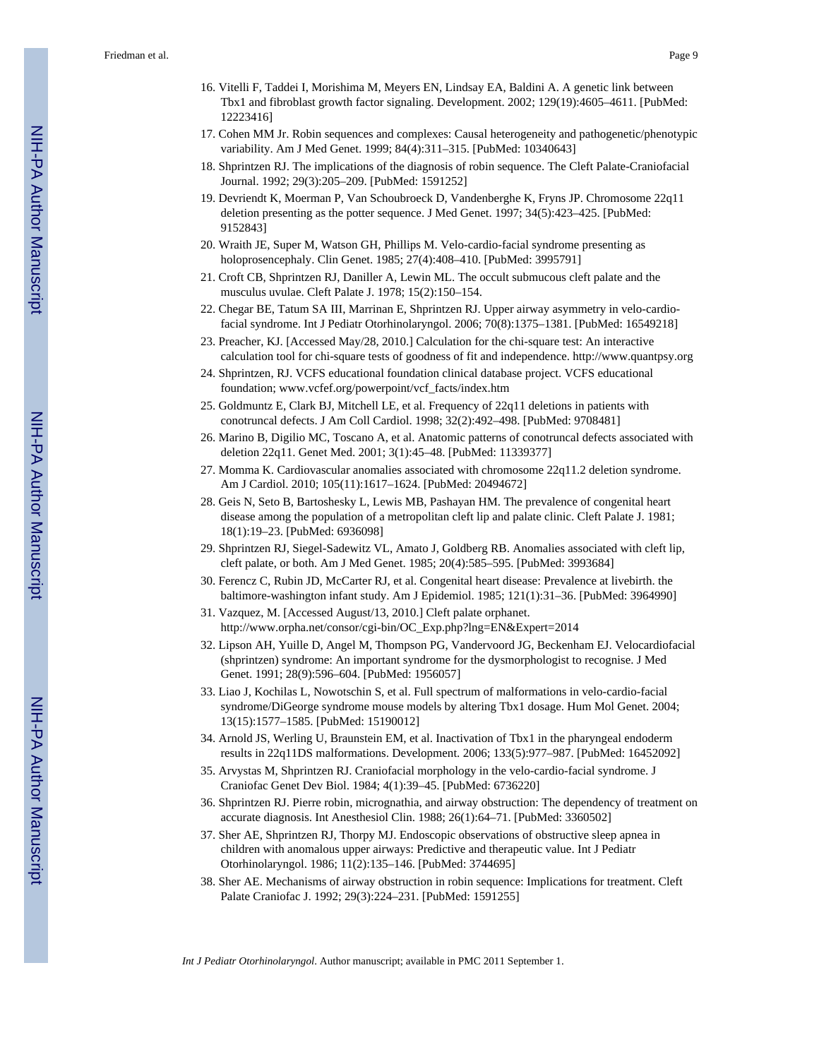16. Vitelli F, Taddei I, Morishima M, Meyers EN, Lindsay EA, Baldini A. A genetic link between Tbx1 and fibroblast growth factor signaling. Development. 2002; 129(19):4605–4611. [PubMed: 12223416]
17. Cohen MM Jr. Robin sequences and complexes: Causal heterogeneity and pathogenetic/phenotypic variability. Am J Med Genet. 1999; 84(4):311–315. [PubMed: 10340643]
18. Shprintzen RJ. The implications of the diagnosis of robin sequence. The Cleft Palate-Craniofacial Journal. 1992; 29(3):205–209. [PubMed: 1591252]
19. Devriendt K, Moerman P, Van Schoubroeck D, Vandenberghe K, Fryns JP. Chromosome 22q11 deletion presenting as the potter sequence. J Med Genet. 1997; 34(5):423–425. [PubMed: 9152843]
20. Wraith JE, Super M, Watson GH, Phillips M. Velo-cardio-facial syndrome presenting as holoprosencephaly. Clin Genet. 1985; 27(4):408–410. [PubMed: 3995791]
21. Croft CB, Shprintzen RJ, Daniller A, Lewin ML. The occult submucous cleft palate and the musculus uvulae. Cleft Palate J. 1978; 15(2):150–154.
22. Chegar BE, Tatum SA III, Marrinan E, Shprintzen RJ. Upper airway asymmetry in velo-cardio-facial syndrome. Int J Pediatr Otorhinolaryngol. 2006; 70(8):1375–1381. [PubMed: 16549218]
23. Preacher, KJ. [Accessed May/28, 2010.] Calculation for the chi-square test: An interactive calculation tool for chi-square tests of goodness of fit and independence. http://www.quantpsy.org
24. Shprintzen, RJ. VCFS educational foundation clinical database project. VCFS educational foundation; www.vcfef.org/powerpoint/vcf_facts/index.htm
25. Goldmuntz E, Clark BJ, Mitchell LE, et al. Frequency of 22q11 deletions in patients with conotruncal defects. J Am Coll Cardiol. 1998; 32(2):492–498. [PubMed: 9708481]
26. Marino B, Digilio MC, Toscano A, et al. Anatomic patterns of conotruncal defects associated with deletion 22q11. Genet Med. 2001; 3(1):45–48. [PubMed: 11339377]
27. Momma K. Cardiovascular anomalies associated with chromosome 22q11.2 deletion syndrome. Am J Cardiol. 2010; 105(11):1617–1624. [PubMed: 20494672]
28. Geis N, Seto B, Bartoshesky L, Lewis MB, Pashayan HM. The prevalence of congenital heart disease among the population of a metropolitan cleft lip and palate clinic. Cleft Palate J. 1981; 18(1):19–23. [PubMed: 6936098]
29. Shprintzen RJ, Siegel-Sadewitz VL, Amato J, Goldberg RB. Anomalies associated with cleft lip, cleft palate, or both. Am J Med Genet. 1985; 20(4):585–595. [PubMed: 3993684]
30. Ferencz C, Rubin JD, McCarter RJ, et al. Congenital heart disease: Prevalence at livebirth. the baltimore-washington infant study. Am J Epidemiol. 1985; 121(1):31–36. [PubMed: 3964990]
31. Vazquez, M. [Accessed August/13, 2010.] Cleft palate orphanet. http://www.orpha.net/consor/cgi-bin/OC_Exp.php?lng=EN&Expert=2014
32. Lipson AH, Yuille D, Angel M, Thompson PG, Vandervoord JG, Beckenham EJ. Velocardiofacial (shprintzen) syndrome: An important syndrome for the dysmorphologist to recognise. J Med Genet. 1991; 28(9):596–604. [PubMed: 1956057]
33. Liao J, Kochilas L, Nowotschin S, et al. Full spectrum of malformations in velo-cardio-facial syndrome/DiGeorge syndrome mouse models by altering Tbx1 dosage. Hum Mol Genet. 2004; 13(15):1577–1585. [PubMed: 15190012]
34. Arnold JS, Werling U, Braunstein EM, et al. Inactivation of Tbx1 in the pharyngeal endoderm results in 22q11DS malformations. Development. 2006; 133(5):977–987. [PubMed: 16452092]
35. Arvystas M, Shprintzen RJ. Craniofacial morphology in the velo-cardio-facial syndrome. J Craniofac Genet Dev Biol. 1984; 4(1):39–45. [PubMed: 6736220]
36. Shprintzen RJ. Pierre robin, micrognathia, and airway obstruction: The dependency of treatment on accurate diagnosis. Int Anesthesiol Clin. 1988; 26(1):64–71. [PubMed: 3360502]
37. Sher AE, Shprintzen RJ, Thorpy MJ. Endoscopic observations of obstructive sleep apnea in children with anomalous upper airways: Predictive and therapeutic value. Int J Pediatr Otorhinolaryngol. 1986; 11(2):135–146. [PubMed: 3744695]
38. Sher AE. Mechanisms of airway obstruction in robin sequence: Implications for treatment. Cleft Palate Craniofac J. 1992; 29(3):224–231. [PubMed: 1591255]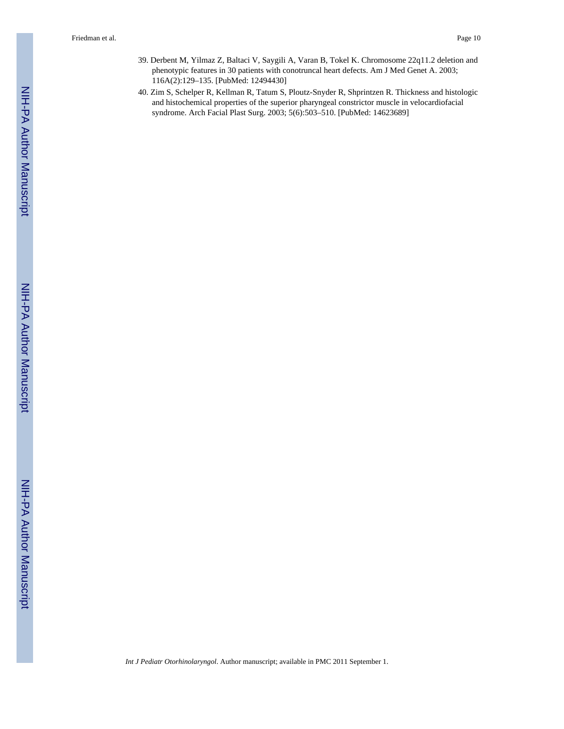39. Derbent M, Yilmaz Z, Baltaci V, Saygili A, Varan B, Tokel K. Chromosome 22q11.2 deletion and phenotypic features in 30 patients with conotruncal heart defects. Am J Med Genet A. 2003; 116A(2):129–135. [PubMed: 12494430]
40. Zim S, Schelper R, Kellman R, Tatum S, Ploutz-Snyder R, Shprintzen R. Thickness and histologic and histochemical properties of the superior pharyngeal constrictor muscle in velocardiofacial syndrome. Arch Facial Plast Surg. 2003; 5(6):503–510. [PubMed: 14623689]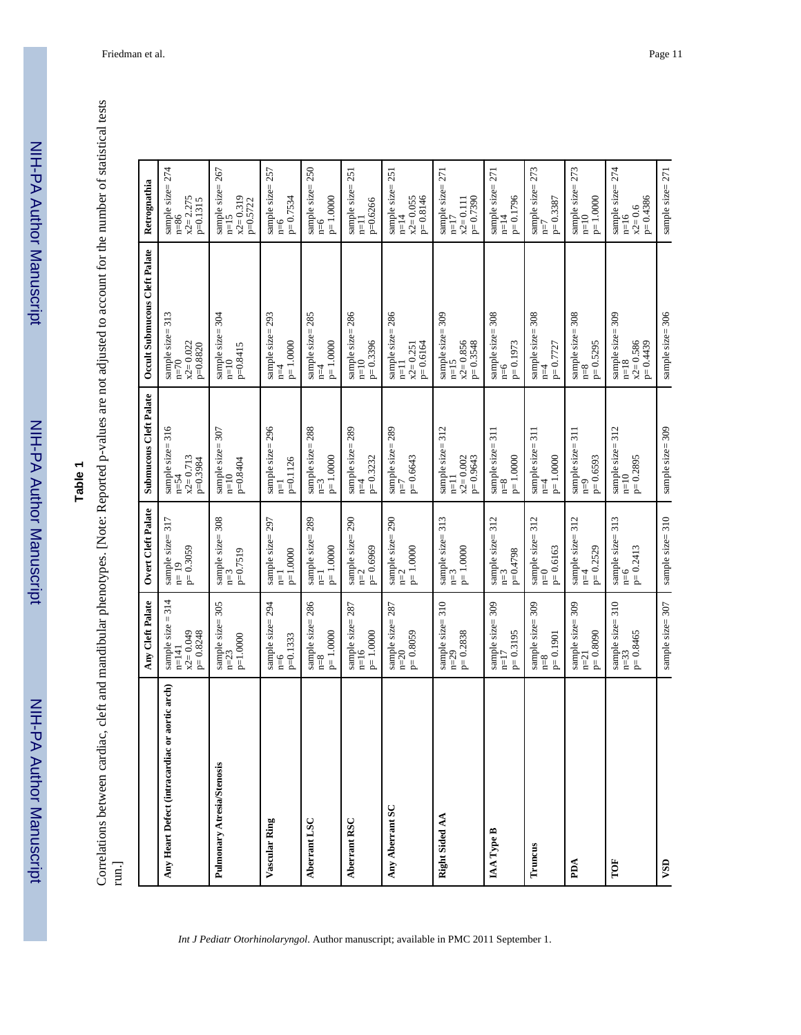**Table 1**

Correlations between cardiac, cleft and mandibular phenotypes. [Note: Reported p-values are not adjusted to account for the number of statistical tests run.]

| | Any Cleft Palate | Overt Cleft Palate | Submucous Cleft Palate | Occult Submucous Cleft Palate | Retrognathia |
|---|---|---|---|---|---|
| **Any Heart Defect (intracardiac or aortic arch)** | sample size = 314<br>n=141<br>x2= 0.049<br>p= 0.8248 | sample size= 317<br>n= 19<br>p= 0.3059 | sample size= 316<br>n=54<br>x2= 0.713<br>p=0.3984 | sample size= 313<br>n=70<br>x2= 0.022<br>p=0.8820 | sample size= 274<br>n=86<br>x2= 2.275<br>p=0.1315 |
| **Pulmonary Atresia/Stenosis** | sample size= 305<br>n=23<br>p=1.0000 | sample size= 308<br>n=3<br>p=0.7519 | sample size= 307<br>n=10<br>p=0.8404 | sample size= 304<br>n=10<br>p=0.8415 | sample size= 267<br>n=15<br>x2= 0.319<br>p=0.5722 |
| **Vascular Ring** | sample size= 294<br>n=6<br>p=0.1333 | sample size= 297<br>n=1<br>p=1.0000 | sample size= 296<br>n=1<br>p=0.1126 | sample size= 293<br>n=4<br>p= 1.0000 | sample size= 257<br>n=6<br>p= 0.7534 |
| **Aberrant LSC** | sample size= 286<br>n=8<br>p= 1.0000 | sample size= 289<br>n=1<br>p= 1.0000 | sample size= 288<br>n=3<br>p= 1.0000 | sample size= 285<br>n=4<br>p= 1.0000 | sample size= 250<br>n=6<br>p= 1.0000 |
| **Aberrant RSC** | sample size= 287<br>n=16<br>p= 1.0000 | sample size= 290<br>n=2<br>p= 0.6969 | sample size= 289<br>n=4<br>p= 0.3232 | sample size= 286<br>n=10<br>p= 0.3396 | sample size= 251<br>n=11<br>p=0.6266 |
| **Any Aberrant SC** | sample size= 287<br>n=20<br>p= 0.8059 | sample size= 290<br>n=2<br>p= 1.0000 | sample size= 289<br>n=7<br>p= 0.6643 | sample size= 286<br>n=11<br>x2= 0.251<br>p= 0.6164 | sample size= 251<br>n=14<br>x2= 0.055<br>p= 0.8146 |
| **Right Sided AA** | sample size= 310<br>n=29<br>p= 0.2838 | sample size= 313<br>n=3<br>p= 1.0000 | sample size= 312<br>n=11<br>x2= 0.002<br>p= 0.9643 | sample size= 309<br>n=15<br>x2= 0.856<br>p= 0.3548 | sample size= 271<br>n=17<br>x2= 0.111<br>p= 0.7390 |
| **IAA Type B** | sample size= 309<br>n=17<br>p= 0.3195 | sample size= 312<br>n=3<br>p=0.4798 | sample size= 311<br>n=8<br>p= 1.0000 | sample size= 308<br>n=6<br>p= 0.1973 | sample size= 271<br>n=14<br>p= 0.1796 |
| **Truncus** | sample size= 309<br>n=8<br>p= 0.1901 | sample size= 312<br>n=0<br>p= 0.6163 | sample size= 311<br>n=4<br>p= 1.0000 | sample size= 308<br>n=4<br>p= 0.7727 | sample size= 273<br>n=7<br>p= 0.3387 |
| **PDA** | sample size= 309<br>n=21<br>p= 0.8090 | sample size= 312<br>n=4<br>p= 0.2529 | sample size= 311<br>n=9<br>p= 0.6593 | sample size= 308<br>n=8<br>p= 0.5295 | sample size= 273<br>n=10<br>p= 1.0000 |
| **TOF** | sample size= 310<br>n=33<br>p= 0.8465 | sample size= 313<br>n=6<br>p= 0.2413 | sample size= 312<br>n=10<br>p= 0.2895 | sample size= 309<br>n=18<br>x2= 0.586<br>p= 0.4439 | sample size= 274<br>n=16<br>x2= 0.6<br>p= 0.4386 |
| **VSD** | sample size= 307 | sample size= 310 | sample size= 309 | sample size= 306 | sample size= 271 |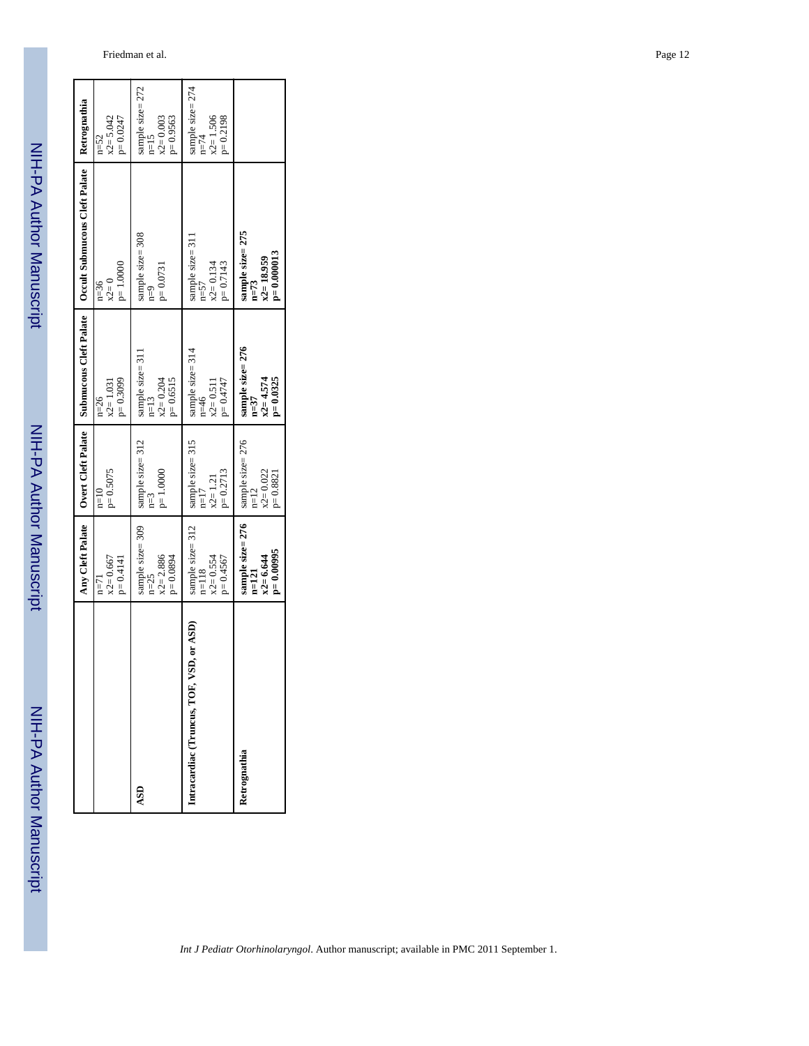| | Any Cleft Palate | Overt Cleft Palate | Submucous Cleft Palate | Occult Submucous Cleft Palate | Retrognathia |
|---|---|---|---|---|---|
| | n=71 x2= 0.667 p= 0.4141 | n=10 p= 0.5075 | n=26 x2= 1.031 p= 0.3099 | n=36 x2= 0 p= 1.0000 | n=52 x2= 5.042 p= 0.0247 |
| **ASD** | sample size= 309 n=25 x2= 2.886 p= 0.0894 | sample size= 312 n=3 p= 1.0000 | sample size= 311 n=13 x2= 0.204 p= 0.6515 | sample size= 308 n=9 p= 0.0731 | sample size= 272 n=15 x2= 0.003 p= 0.9563 |
| **Intracardiac (Truncus, TOF, VSD, or ASD)** | sample size= 312 n=118 x2= 0.554 p= 0.4567 | sample size= 315 n=17 x2= 1.21 p= 0.2713 | sample size= 314 n=46 x2= 0.511 p= 0.4747 | sample size= 311 n=57 x2= 0.134 p= 0.7143 | sample size= 274 n=74 x2= 1.506 p= 0.2198 |
| **Retrognathia** | **sample size= 276 n=121 x2= 6.644 p= 0.00995** | sample size= 276 n=12 x2= 0.022 p= 0.8821 | **sample size= 276 n=37 x2= 4.574 p= 0.0325** | **sample size= 275 n=73 x2= 18.959 p= 0.000013** | |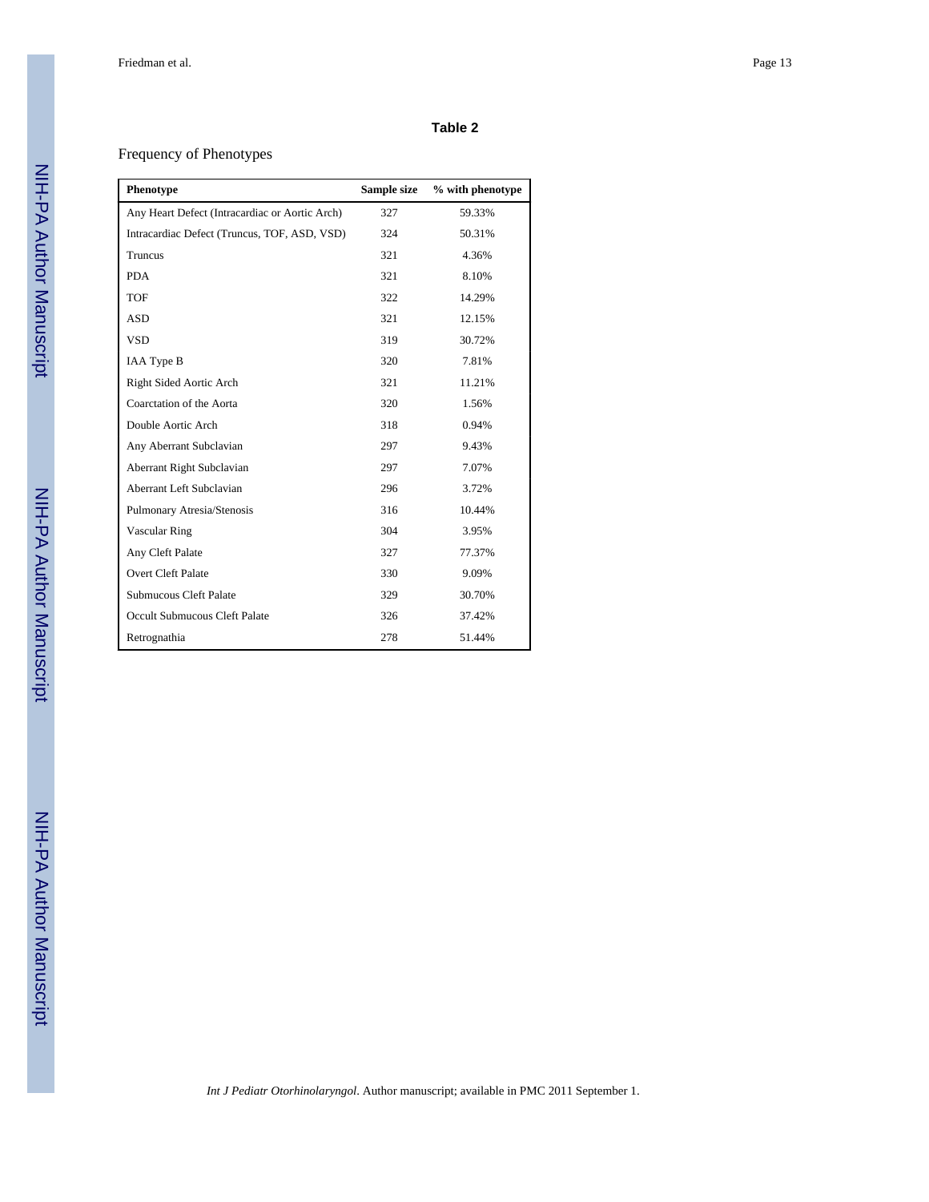**Table 2**

Frequency of Phenotypes

| Phenotype | Sample size | % with phenotype |
|---|---|---|
| Any Heart Defect (Intracardiac or Aortic Arch) | 327 | 59.33% |
| Intracardiac Defect (Truncus, TOF, ASD, VSD) | 324 | 50.31% |
| Truncus | 321 | 4.36% |
| PDA | 321 | 8.10% |
| TOF | 322 | 14.29% |
| ASD | 321 | 12.15% |
| VSD | 319 | 30.72% |
| IAA Type B | 320 | 7.81% |
| Right Sided Aortic Arch | 321 | 11.21% |
| Coarctation of the Aorta | 320 | 1.56% |
| Double Aortic Arch | 318 | 0.94% |
| Any Aberrant Subclavian | 297 | 9.43% |
| Aberrant Right Subclavian | 297 | 7.07% |
| Aberrant Left Subclavian | 296 | 3.72% |
| Pulmonary Atresia/Stenosis | 316 | 10.44% |
| Vascular Ring | 304 | 3.95% |
| Any Cleft Palate | 327 | 77.37% |
| Overt Cleft Palate | 330 | 9.09% |
| Submucous Cleft Palate | 329 | 30.70% |
| Occult Submucous Cleft Palate | 326 | 37.42% |
| Retrognathia | 278 | 51.44% |